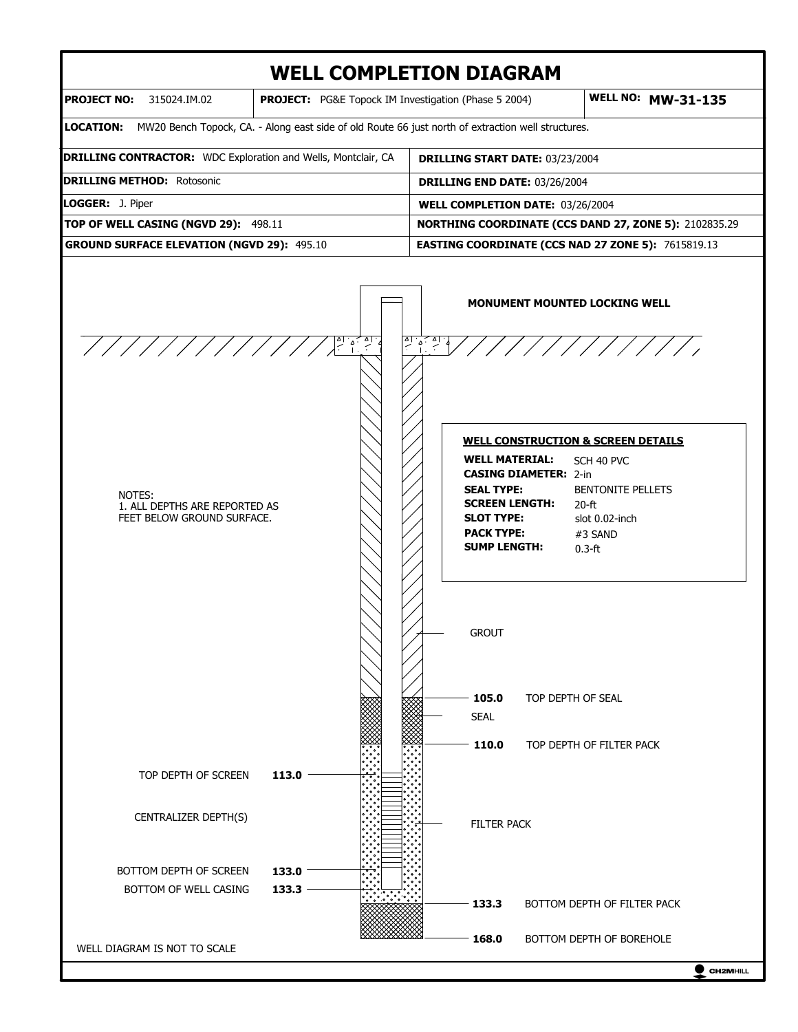# WELL COMPLETION DIAGRAM

| | | |
|---|---|---|
| **PROJECT NO:** 315024.IM.02 | **PROJECT:** PG&E Topock IM Investigation (Phase 5 2004) | **WELL NO:** **MW-31-135** |

**LOCATION:** MW20 Bench Topock, CA. - Along east side of old Route 66 just north of extraction well structures.

| | |
|---|---|
| **DRILLING CONTRACTOR:** WDC Exploration and Wells, Montclair, CA | **DRILLING START DATE:** 03/23/2004 |
| **DRILLING METHOD:** Rotosonic | **DRILLING END DATE:** 03/26/2004 |
| **LOGGER:** J. Piper | **WELL COMPLETION DATE:** 03/26/2004 |
| **TOP OF WELL CASING (NGVD 29):** 498.11 | **NORTHING COORDINATE (CCS DAND 27, ZONE 5):** 2102835.29 |
| **GROUND SURFACE ELEVATION (NGVD 29):** 495.10 | **EASTING COORDINATE (CCS NAD 27 ZONE 5):** 7615819.13 |

**MONUMENT MOUNTED LOCKING WELL**

NOTES:
1. ALL DEPTHS ARE REPORTED AS FEET BELOW GROUND SURFACE.

**WELL CONSTRUCTION & SCREEN DETAILS**

**WELL MATERIAL:** SCH 40 PVC
**CASING DIAMETER:** 2-in
**SEAL TYPE:** BENTONITE PELLETS
**SCREEN LENGTH:** 20-ft
**SLOT TYPE:** slot 0.02-inch
**PACK TYPE:** #3 SAND
**SUMP LENGTH:** 0.3-ft

GROUT

**105.0** TOP DEPTH OF SEAL

SEAL

**110.0** TOP DEPTH OF FILTER PACK

TOP DEPTH OF SCREEN **113.0**

CENTRALIZER DEPTH(S)

FILTER PACK

BOTTOM DEPTH OF SCREEN **133.0**

BOTTOM OF WELL CASING **133.3**

**133.3** BOTTOM DEPTH OF FILTER PACK

**168.0** BOTTOM DEPTH OF BOREHOLE

WELL DIAGRAM IS NOT TO SCALE

CH2MHILL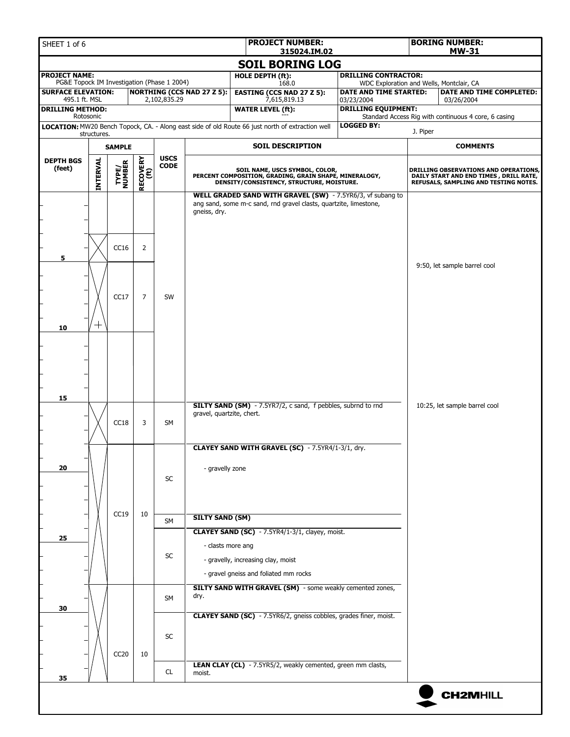**PROJECT NUMBER:** 315024.IM.02

**BORING NUMBER:** MW-31

# SOIL BORING LOG

| | | | |
|---|---|---|---|
| **PROJECT NAME:** PG&E Topock IM Investigation (Phase 1 2004) | **HOLE DEPTH (ft):** 168.0 | **DRILLING CONTRACTOR:** WDC Exploration and Wells, Montclair, CA | |
| **SURFACE ELEVATION:** 495.1 ft. MSL | **NORTHING (CCS NAD 27 Z 5):** 2,102,835.29 | **EASTING (CCS NAD 27 Z 5):** 7,615,819.13 | **DATE AND TIME STARTED:** 03/23/2004 / **DATE AND TIME COMPLETED:** 03/26/2004 |
| **DRILLING METHOD:** Rotosonic | **WATER LEVEL (ft):** --- | **DRILLING EQUIPMENT:** Standard Access Rig with continuous 4 core, 6 casing | |
| **LOCATION:** MW20 Bench Topock, CA. - Along east side of old Route 66 just north of extraction well structures. | | **LOGGED BY:** J. Piper | |

| DEPTH BGS (feet) | SAMPLE TYPE/NUMBER | RECOVERY (ft) | USCS CODE | SOIL DESCRIPTION (SOIL NAME, USCS SYMBOL, COLOR, PERCENT COMPOSITION, GRADING, GRAIN SHAPE, MINERALOGY, DENSITY/CONSISTENCY, STRUCTURE, MOISTURE.) | COMMENTS (DRILLING OBSERVATIONS AND OPERATIONS, DAILY START AND END TIMES, DRILL RATE, REFUSALS, SAMPLING AND TESTING NOTES.) |
|---|---|---|---|---|---|
| 0 | | | SW | **WELL GRADED SAND WITH GRAVEL (SW)** - 7.5YR6/3, vf subang to ang sand, some m-c sand, rnd gravel clasts, quartzite, limestone, gneiss, dry. | |
| 4–5 | CC16 | 2 | | | |
| 5–10 | CC17 | 7 | | | 9:50, let sample barrel cool |
| 16 | CC18 | 3 | SM | **SILTY SAND (SM)** - 7.5YR7/2, c sand, f pebbles, subrnd to rnd gravel, quartzite, chert. | 10:25, let sample barrel cool |
| 18 | CC19 | 10 | SC | **CLAYEY SAND WITH GRAVEL (SC)** - 7.5YR4/1-3/1, dry. | |
| 20 | | | | - gravelly zone | |
| 24 | | | SM | **SILTY SAND (SM)** | |
| 24.5 | | | SC | **CLAYEY SAND (SC)** - 7.5YR4/1-3/1, clayey, moist. | |
| | | | | - clasts more ang | |
| | | | | - gravelly, increasing clay, moist | |
| | | | | - gravel gneiss and foliated mm rocks | |
| 28 | CC20 | 10 | SM | **SILTY SAND WITH GRAVEL (SM)** - some weakly cemented zones, dry. | |
| 30 | | | SC | **CLAYEY SAND (SC)** - 7.5YR6/2, gneiss cobbles, grades finer, moist. | |
| 34 | | | CL | **LEAN CLAY (CL)** - 7.5YR5/2, weakly cemented, green mm clasts, moist. | |

CH2MHILL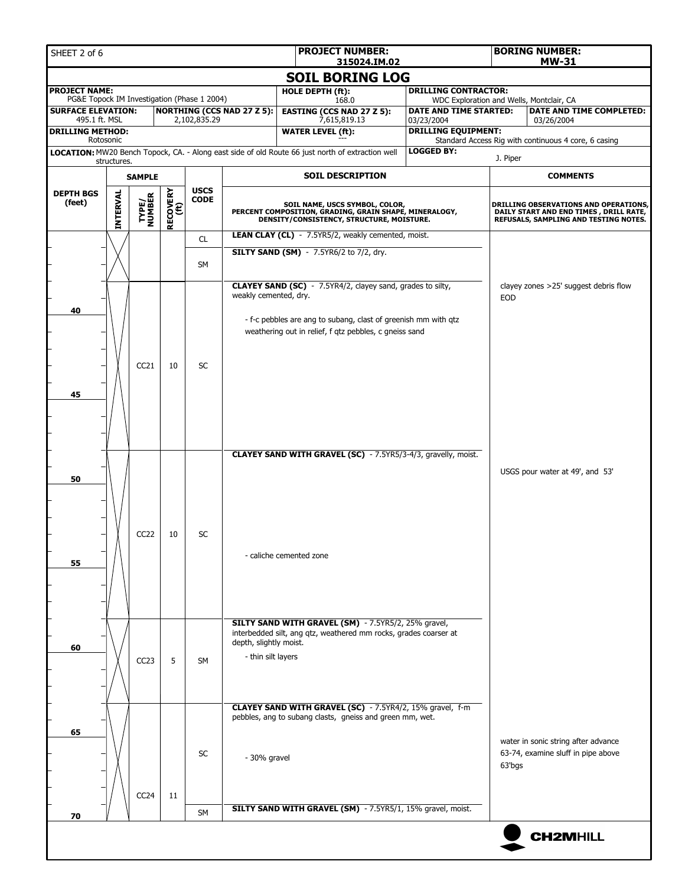| SHEET 2 of 6 | PROJECT NUMBER: 315024.IM.02 | BORING NUMBER: MW-31 |
|---|---|---|

## SOIL BORING LOG

| | | | |
|---|---|---|---|
| **PROJECT NAME:** PG&E Topock IM Investigation (Phase 1 2004) | **HOLE DEPTH (ft):** 168.0 | **DRILLING CONTRACTOR:** WDC Exploration and Wells, Montclair, CA | |
| **SURFACE ELEVATION:** 495.1 ft. MSL / **NORTHING (CCS NAD 27 Z 5):** 2,102,835.29 | **EASTING (CCS NAD 27 Z 5):** 7,615,819.13 | **DATE AND TIME STARTED:** 03/23/2004 | **DATE AND TIME COMPLETED:** 03/26/2004 |
| **DRILLING METHOD:** Rotosonic | **WATER LEVEL (ft):** --- | **DRILLING EQUIPMENT:** Standard Access Rig with continuous 4 core, 6 casing | |
| **LOCATION:** MW20 Bench Topock, CA. - Along east side of old Route 66 just north of extraction well structures. | | **LOGGED BY:** J. Piper | |

| DEPTH BGS (feet) | SAMPLE INTERVAL | SAMPLE TYPE/NUMBER | SAMPLE RECOVERY (ft) | USCS CODE | SOIL DESCRIPTION (SOIL NAME, USCS SYMBOL, COLOR, PERCENT COMPOSITION, GRADING, GRAIN SHAPE, MINERALOGY, DENSITY/CONSISTENCY, STRUCTURE, MOISTURE.) | COMMENTS (DRILLING OBSERVATIONS AND OPERATIONS, DAILY START AND END TIMES, DRILL RATE, REFUSALS, SAMPLING AND TESTING NOTES.) |
|---|---|---|---|---|---|---|
| | | | | CL | **LEAN CLAY (CL)** - 7.5YR5/2, weakly cemented, moist. | |
| | | | | SM | **SILTY SAND (SM)** - 7.5YR6/2 to 7/2, dry. | |
| | | | | | **CLAYEY SAND (SC)** - 7.5YR4/2, clayey sand, grades to silty, weakly cemented, dry. | clayey zones >25' suggest debris flow EOD |
| 40 | | | | | - f-c pebbles are ang to subang, clast of greenish mm with qtz weathering out in relief, f qtz pebbles, c gneiss sand | |
| | | CC21 | 10 | SC | | |
| 45 | | | | | | |
| | | | | | **CLAYEY SAND WITH GRAVEL (SC)** - 7.5YR5/3-4/3, gravelly, moist. | |
| 50 | | | | | | USGS pour water at 49', and 53' |
| | | CC22 | 10 | SC | | |
| 55 | | | | | - caliche cemented zone | |
| | | | | | **SILTY SAND WITH GRAVEL (SM)** - 7.5YR5/2, 25% gravel, interbedded silt, ang qtz, weathered mm rocks, grades coarser at depth, slightly moist. | |
| 60 | | CC23 | 5 | SM | - thin silt layers | |
| | | | | | **CLAYEY SAND WITH GRAVEL (SC)** - 7.5YR4/2, 15% gravel, f-m pebbles, ang to subang clasts, gneiss and green mm, wet. | |
| 65 | | | | SC | - 30% gravel | water in sonic string after advance 63-74, examine sluff in pipe above 63'bgs |
| | | CC24 | 11 | | | |
| 70 | | | | SM | **SILTY SAND WITH GRAVEL (SM)** - 7.5YR5/1, 15% gravel, moist. | |

CH2MHILL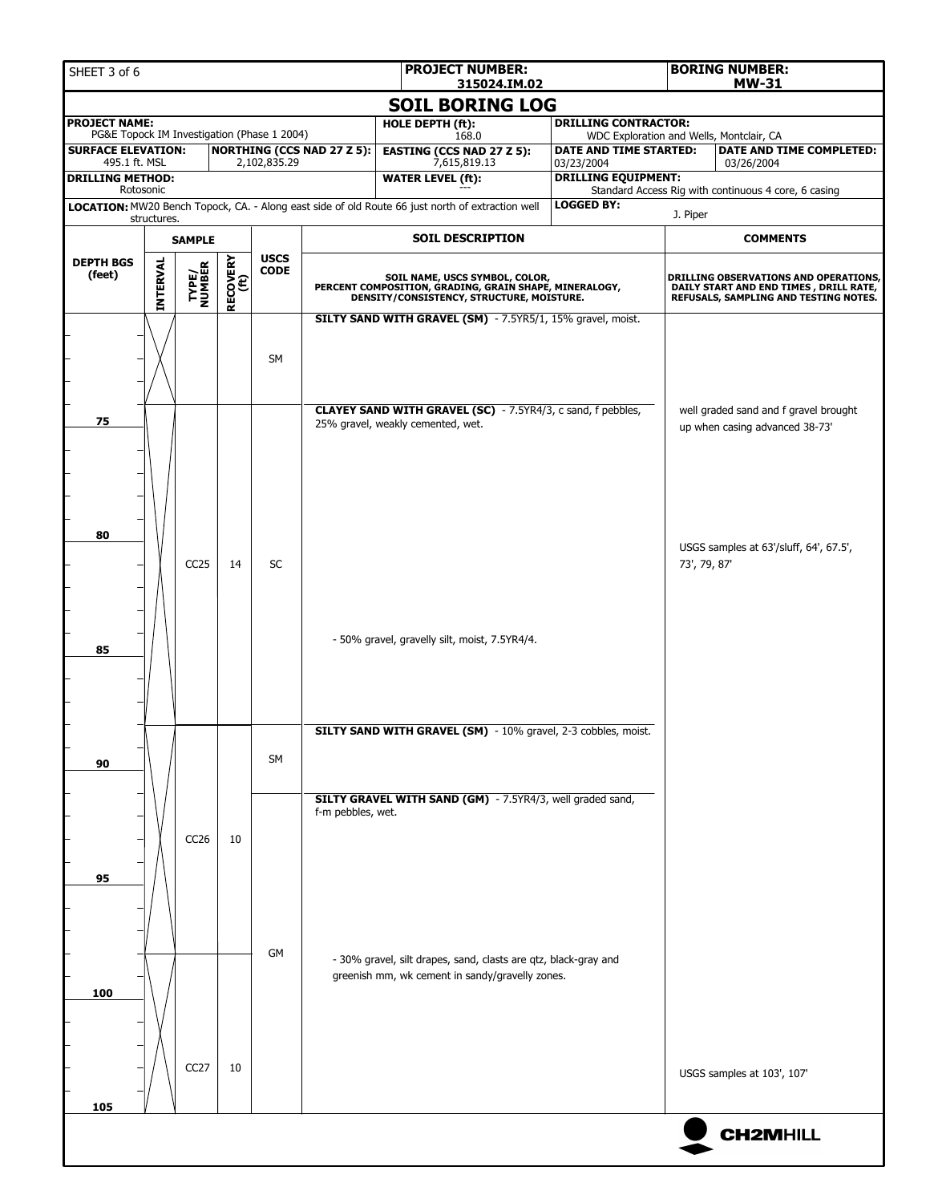| SHEET 3 of 6 | PROJECT NUMBER: 315024.IM.02 | BORING NUMBER: MW-31 |
|---|---|---|

# SOIL BORING LOG

| PROJECT NAME: PG&E Topock IM Investigation (Phase 1 2004) | | HOLE DEPTH (ft): 168.0 | DRILLING CONTRACTOR: WDC Exploration and Wells, Montclair, CA | |
|---|---|---|---|---|
| SURFACE ELEVATION: 495.1 ft. MSL | NORTHING (CCS NAD 27 Z 5): 2,102,835.29 | EASTING (CCS NAD 27 Z 5): 7,615,819.13 | DATE AND TIME STARTED: 03/23/2004 | DATE AND TIME COMPLETED: 03/26/2004 |
| DRILLING METHOD: Rotosonic | | WATER LEVEL (ft): --- | DRILLING EQUIPMENT: Standard Access Rig with continuous 4 core, 6 casing | |
| LOCATION: MW20 Bench Topock, CA. - Along east side of old Route 66 just north of extraction well structures. | | | LOGGED BY: J. Piper | |

| DEPTH BGS (feet) | SAMPLE INTERVAL | SAMPLE TYPE/NUMBER | SAMPLE RECOVERY (ft) | USCS CODE | SOIL DESCRIPTION (SOIL NAME, USCS SYMBOL, COLOR, PERCENT COMPOSITION, GRADING, GRAIN SHAPE, MINERALOGY, DENSITY/CONSISTENCY, STRUCTURE, MOISTURE.) | COMMENTS (DRILLING OBSERVATIONS AND OPERATIONS, DAILY START AND END TIMES, DRILL RATE, REFUSALS, SAMPLING AND TESTING NOTES.) |
|---|---|---|---|---|---|---|
| | | | | SM | **SILTY SAND WITH GRAVEL (SM)** - 7.5YR5/1, 15% gravel, moist. | |
| 75 | | | | | **CLAYEY SAND WITH GRAVEL (SC)** - 7.5YR4/3, c sand, f pebbles, 25% gravel, weakly cemented, wet. | well graded sand and f gravel brought up when casing advanced 38-73' |
| 80 | | CC25 | 14 | SC | | USGS samples at 63'/sluff, 64', 67.5', 73', 79, 87' |
| 85 | | | | | - 50% gravel, gravelly silt, moist, 7.5YR4/4. | |
| 90 | | | | SM | **SILTY SAND WITH GRAVEL (SM)** - 10% gravel, 2-3 cobbles, moist. | |
| | | CC26 | 10 | | **SILTY GRAVEL WITH SAND (GM)** - 7.5YR4/3, well graded sand, f-m pebbles, wet. | |
| 95 | | | | | | |
| 100 | | | | GM | - 30% gravel, silt drapes, sand, clasts are qtz, black-gray and greenish mm, wk cement in sandy/gravelly zones. | |
| 105 | | CC27 | 10 | | | USGS samples at 103', 107' |

CH2MHILL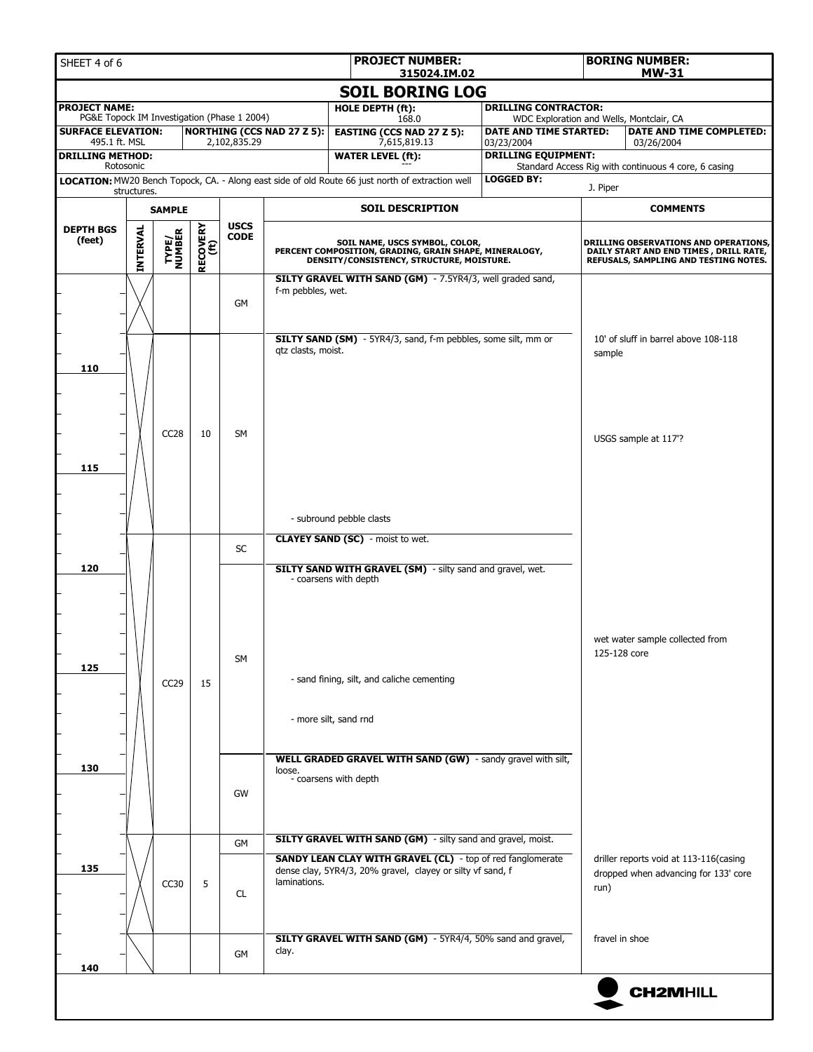| SHEET 4 of 6 | PROJECT NUMBER: 315024.IM.02 | BORING NUMBER: MW-31 |
|---|---|---|

## SOIL BORING LOG

| | | |
|---|---|---|
| **PROJECT NAME:** PG&E Topock IM Investigation (Phase 1 2004) | **HOLE DEPTH (ft):** 168.0 | **DRILLING CONTRACTOR:** WDC Exploration and Wells, Montclair, CA |
| **SURFACE ELEVATION:** 495.1 ft. MSL / **NORTHING (CCS NAD 27 Z 5):** 2,102,835.29 | **EASTING (CCS NAD 27 Z 5):** 7,615,819.13 | **DATE AND TIME STARTED:** 03/23/2004 / **DATE AND TIME COMPLETED:** 03/26/2004 |
| **DRILLING METHOD:** Rotosonic | **WATER LEVEL (ft):** --- | **DRILLING EQUIPMENT:** Standard Access Rig with continuous 4 core, 6 casing |
| **LOCATION:** MW20 Bench Topock, CA. - Along east side of old Route 66 just north of extraction well structures. | | **LOGGED BY:** J. Piper |

| DEPTH BGS (feet) | SAMPLE INTERVAL | TYPE/ NUMBER | RECOVERY (ft) | USCS CODE | SOIL DESCRIPTION (SOIL NAME, USCS SYMBOL, COLOR, PERCENT COMPOSITION, GRADING, GRAIN SHAPE, MINERALOGY, DENSITY/CONSISTENCY, STRUCTURE, MOISTURE.) | COMMENTS (DRILLING OBSERVATIONS AND OPERATIONS, DAILY START AND END TIMES, DRILL RATE, REFUSALS, SAMPLING AND TESTING NOTES.) |
|---|---|---|---|---|---|---|
| | X | | | GM | **SILTY GRAVEL WITH SAND (GM)** - 7.5YR4/3, well graded sand, f-m pebbles, wet. | |
| 110 | X | CC28 | 10 | SM | **SILTY SAND (SM)** - 5YR4/3, sand, f-m pebbles, some silt, mm or qtz clasts, moist. | 10' of sluff in barrel above 108-118 sample |
| 115 | | | | | | USGS sample at 117'? |
| | | | | | - subround pebble clasts | |
| | X | CC29 | 15 | SC | **CLAYEY SAND (SC)** - moist to wet. | |
| 120 | | | | SM | **SILTY SAND WITH GRAVEL (SM)** - silty sand and gravel, wet. - coarsens with depth | |
| 125 | | | | | - sand fining, silt, and caliche cementing | wet water sample collected from 125-128 core |
| | | | | | - more silt, sand rnd | |
| 130 | | | | GW | **WELL GRADED GRAVEL WITH SAND (GW)** - sandy gravel with silt, loose. - coarsens with depth | |
| | X | CC30 | 5 | GM | **SILTY GRAVEL WITH SAND (GM)** - silty sand and gravel, moist. | |
| 135 | | | | CL | **SANDY LEAN CLAY WITH GRAVEL (CL)** - top of red fanglomerate dense clay, 5YR4/3, 20% gravel, clayey or silty vf sand, f laminations. | driller reports void at 113-116(casing dropped when advancing for 133' core run) |
| 140 | X | | | GM | **SILTY GRAVEL WITH SAND (GM)** - 5YR4/4, 50% sand and gravel, clay. | fravel in shoe |

CH2MHILL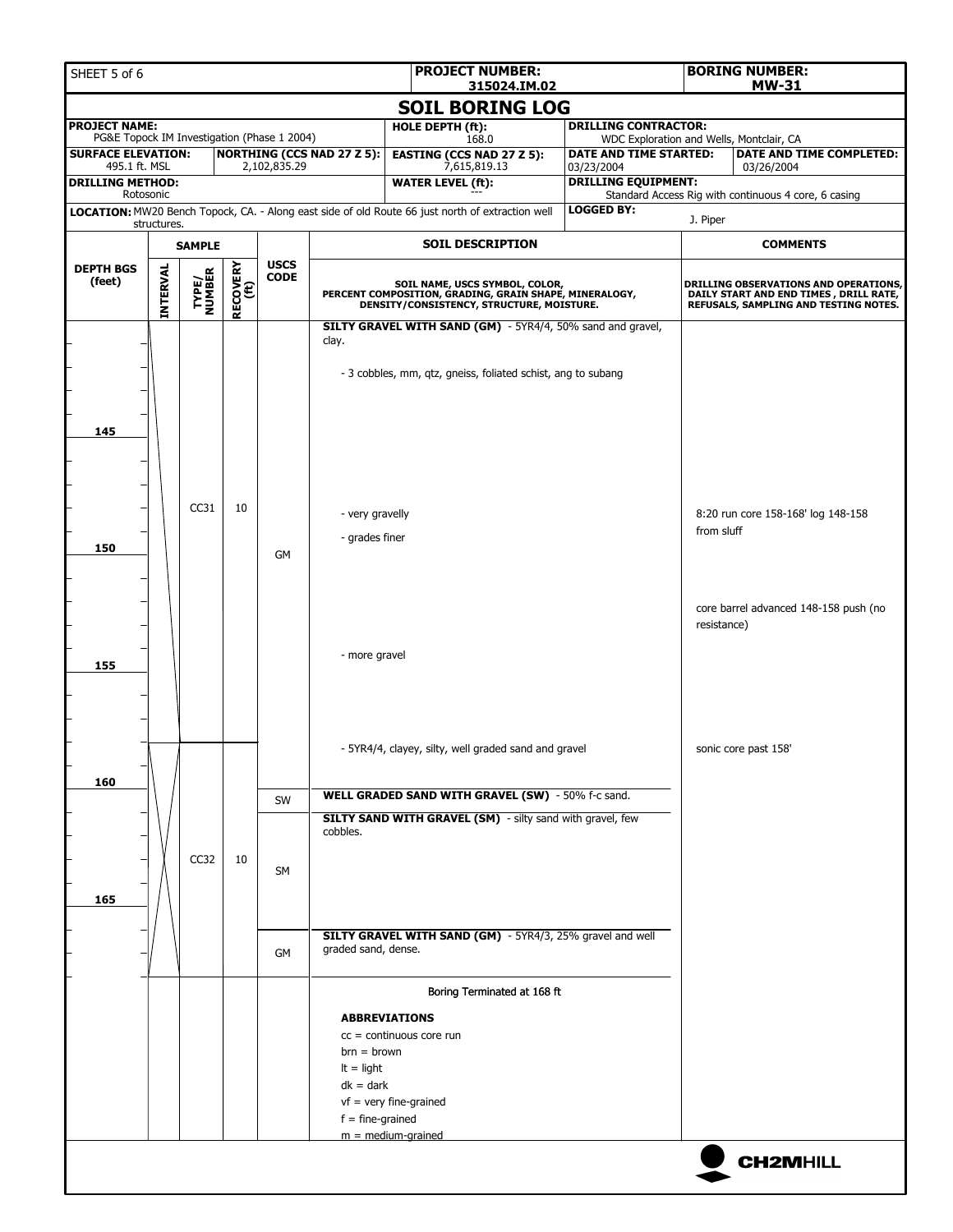**PROJECT NUMBER:** 315024.IM.02

**BORING NUMBER:** MW-31

# SOIL BORING LOG

| | | | |
|---|---|---|---|
| **PROJECT NAME:** PG&E Topock IM Investigation (Phase 1 2004) | | **HOLE DEPTH (ft):** 168.0 | **DRILLING CONTRACTOR:** WDC Exploration and Wells, Montclair, CA |
| **SURFACE ELEVATION:** 495.1 ft. MSL | **NORTHING (CCS NAD 27 Z 5):** 2,102,835.29 | **EASTING (CCS NAD 27 Z 5):** 7,615,819.13 | **DATE AND TIME STARTED:** 03/23/2004 / **DATE AND TIME COMPLETED:** 03/26/2004 |
| **DRILLING METHOD:** Rotosonic | | **WATER LEVEL (ft):** --- | **DRILLING EQUIPMENT:** Standard Access Rig with continuous 4 core, 6 casing |
| **LOCATION:** MW20 Bench Topock, CA. - Along east side of old Route 66 just north of extraction well structures. | | | **LOGGED BY:** J. Piper |

| DEPTH BGS (feet) | SAMPLE INTERVAL | SAMPLE TYPE/NUMBER | RECOVERY (ft) | USCS CODE | SOIL DESCRIPTION (SOIL NAME, USCS SYMBOL, COLOR, PERCENT COMPOSITION, GRADING, GRAIN SHAPE, MINERALOGY, DENSITY/CONSISTENCY, STRUCTURE, MOISTURE.) | COMMENTS (DRILLING OBSERVATIONS AND OPERATIONS, DAILY START AND END TIMES, DRILL RATE, REFUSALS, SAMPLING AND TESTING NOTES.) |
|---|---|---|---|---|---|---|
| | | | | GM | **SILTY GRAVEL WITH SAND (GM)** - 5YR4/4, 50% sand and gravel, clay. | |
| | | | | | - 3 cobbles, mm, qtz, gneiss, foliated schist, ang to subang | |
| 145 | | | | | | |
| | | CC31 | 10 | | - very gravelly | 8:20 run core 158-168' log 148-158 from sluff |
| 150 | | | | | - grades finer | |
| | | | | | | core barrel advanced 148-158 push (no resistance) |
| 155 | | | | | - more gravel | |
| | | | | | - 5YR4/4, clayey, silty, well graded sand and gravel | sonic core past 158' |
| 160 | | | | SW | **WELL GRADED SAND WITH GRAVEL (SW)** - 50% f-c sand. | |
| | | CC32 | 10 | SM | **SILTY SAND WITH GRAVEL (SM)** - silty sand with gravel, few cobbles. | |
| 165 | | | | | | |
| | | | | GM | **SILTY GRAVEL WITH SAND (GM)** - 5YR4/3, 25% gravel and well graded sand, dense. | |

Boring Terminated at 168 ft

**ABBREVIATIONS**

cc = continuous core run
brn = brown
lt = light
dk = dark
vf = very fine-grained
f = fine-grained
m = medium-grained

CH2MHILL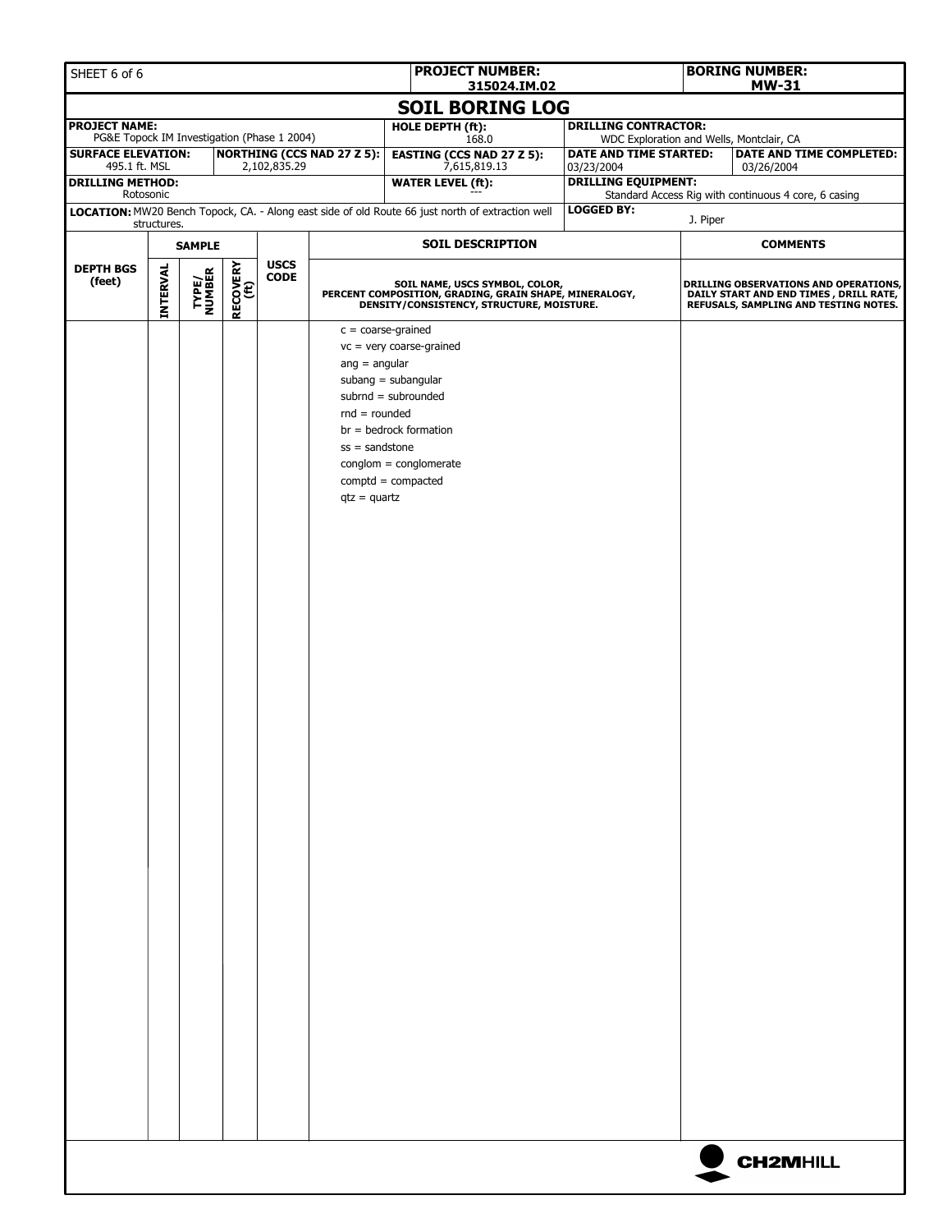| **PROJECT NUMBER:** 315024.IM.02 | **BORING NUMBER:** MW-31 |
|---|---|

## SOIL BORING LOG

| | | | |
|---|---|---|---|
| **PROJECT NAME:** PG&E Topock IM Investigation (Phase 1 2004) | **HOLE DEPTH (ft):** 168.0 | **DRILLING CONTRACTOR:** WDC Exploration and Wells, Montclair, CA | |
| **SURFACE ELEVATION:** 495.1 ft. MSL | **NORTHING (CCS NAD 27 Z 5):** 2,102,835.29 | **EASTING (CCS NAD 27 Z 5):** 7,615,819.13 | **DATE AND TIME STARTED:** 03/23/2004 — **DATE AND TIME COMPLETED:** 03/26/2004 |
| **DRILLING METHOD:** Rotosonic | **WATER LEVEL (ft):** --- | **DRILLING EQUIPMENT:** Standard Access Rig with continuous 4 core, 6 casing | |
| **LOCATION:** MW20 Bench Topock, CA. - Along east side of old Route 66 just north of extraction well structures. | | **LOGGED BY:** J. Piper | |

| DEPTH BGS (feet) | SAMPLE INTERVAL | SAMPLE TYPE/NUMBER | SAMPLE RECOVERY (ft) | USCS CODE | SOIL DESCRIPTION: SOIL NAME, USCS SYMBOL, COLOR, PERCENT COMPOSITION, GRADING, GRAIN SHAPE, MINERALOGY, DENSITY/CONSISTENCY, STRUCTURE, MOISTURE. | COMMENTS: DRILLING OBSERVATIONS AND OPERATIONS, DAILY START AND END TIMES, DRILL RATE, REFUSALS, SAMPLING AND TESTING NOTES. |
|---|---|---|---|---|---|---|
| | | | | | c = coarse-grained<br>vc = very coarse-grained<br>ang = angular<br>subang = subangular<br>subrnd = subrounded<br>rnd = rounded<br>br = bedrock formation<br>ss = sandstone<br>conglom = conglomerate<br>comptd = compacted<br>qtz = quartz | |

CH2MHILL